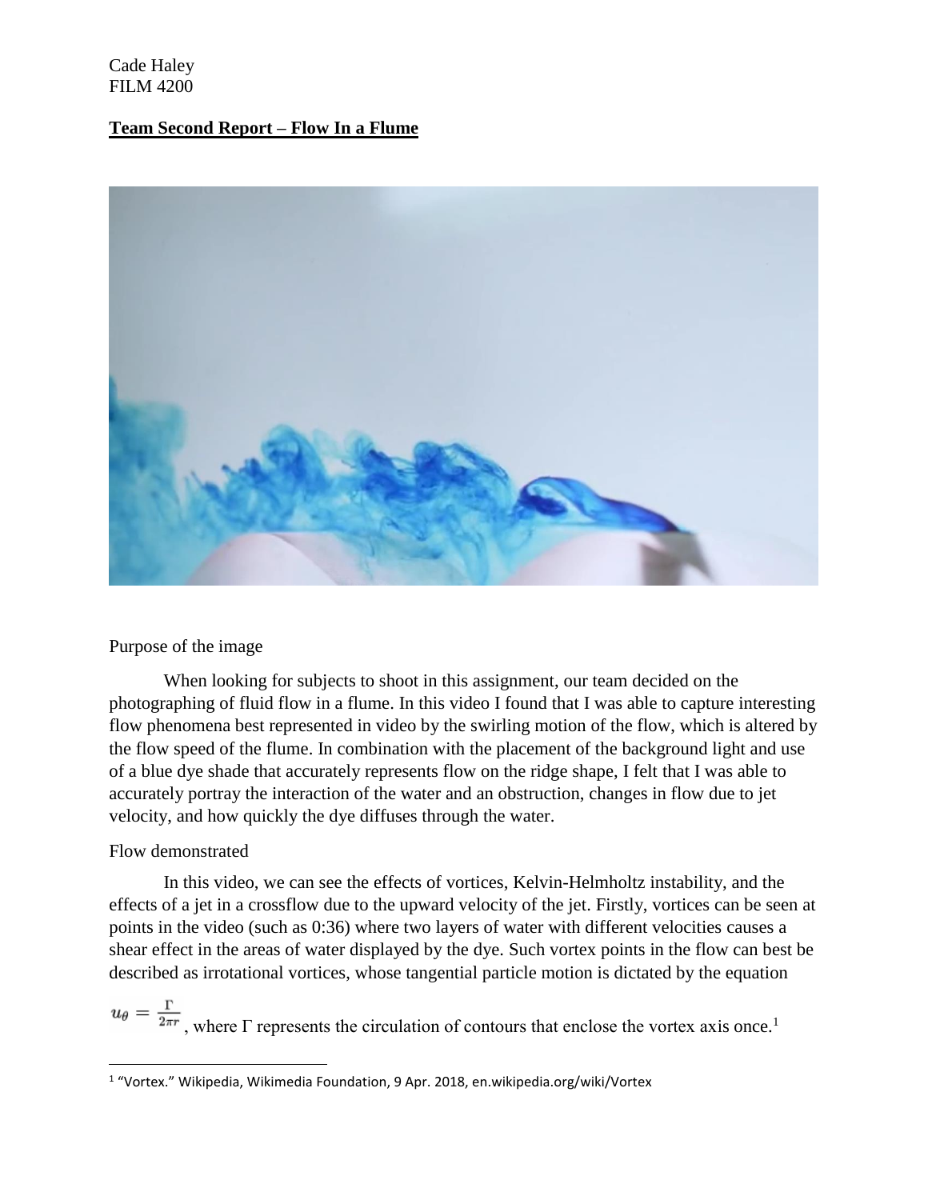Cade Haley
FILM 4200

**Team Second Report – Flow In a Flume**

Purpose of the image

When looking for subjects to shoot in this assignment, our team decided on the photographing of fluid flow in a flume. In this video I found that I was able to capture interesting flow phenomena best represented in video by the swirling motion of the flow, which is altered by the flow speed of the flume. In combination with the placement of the background light and use of a blue dye shade that accurately represents flow on the ridge shape, I felt that I was able to accurately portray the interaction of the water and an obstruction, changes in flow due to jet velocity, and how quickly the dye diffuses through the water.

Flow demonstrated

In this video, we can see the effects of vortices, Kelvin-Helmholtz instability, and the effects of a jet in a crossflow due to the upward velocity of the jet. Firstly, vortices can be seen at points in the video (such as 0:36) where two layers of water with different velocities causes a shear effect in the areas of water displayed by the dye. Such vortex points in the flow can best be described as irrotational vortices, whose tangential particle motion is dictated by the equation $u_\theta = \frac{\Gamma}{2\pi r}$, where $\Gamma$ represents the circulation of contours that enclose the vortex axis once.[1]

[1] "Vortex." Wikipedia, Wikimedia Foundation, 9 Apr. 2018, en.wikipedia.org/wiki/Vortex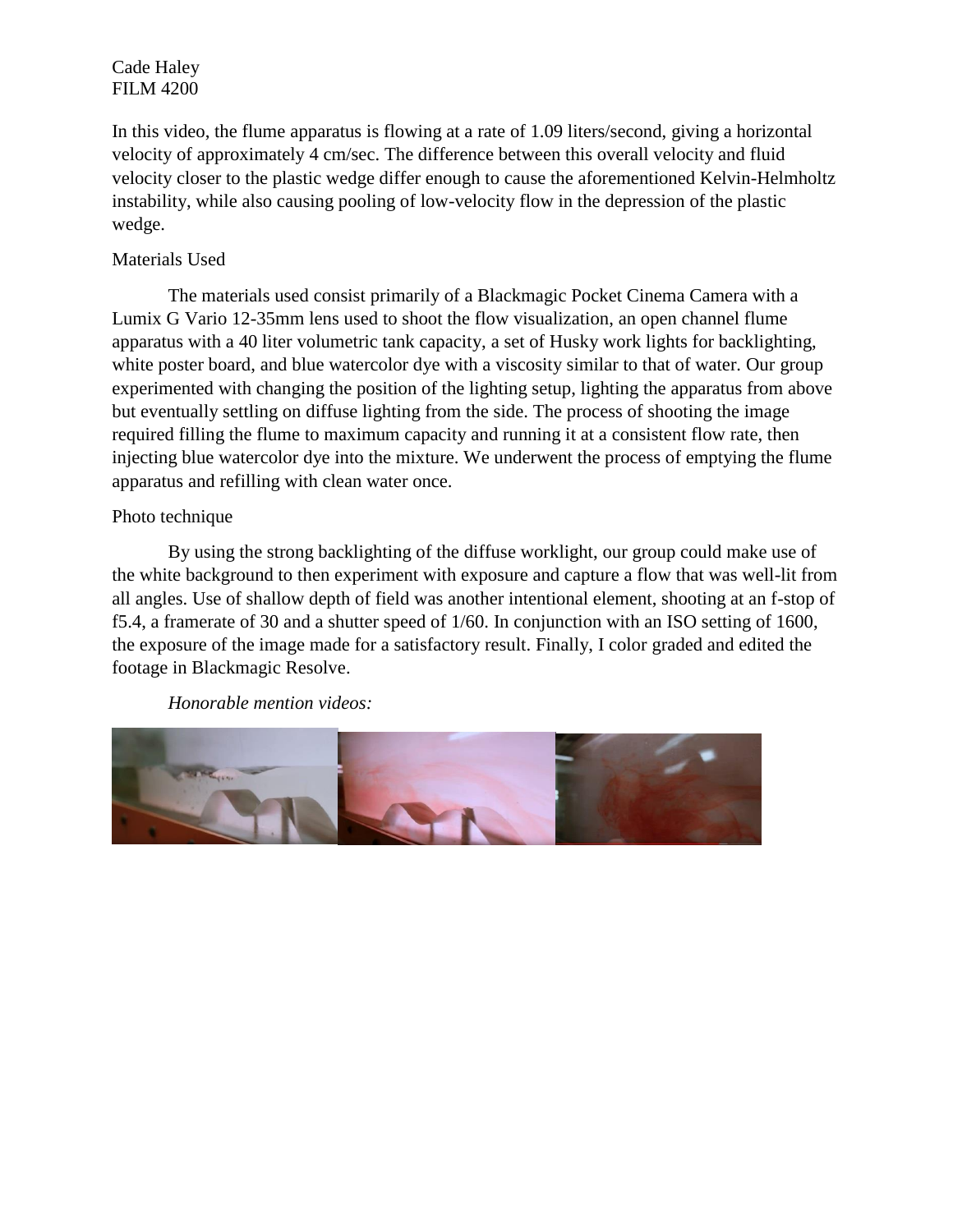Cade Haley
FILM 4200

In this video, the flume apparatus is flowing at a rate of 1.09 liters/second, giving a horizontal velocity of approximately 4 cm/sec. The difference between this overall velocity and fluid velocity closer to the plastic wedge differ enough to cause the aforementioned Kelvin-Helmholtz instability, while also causing pooling of low-velocity flow in the depression of the plastic wedge.

## Materials Used

The materials used consist primarily of a Blackmagic Pocket Cinema Camera with a Lumix G Vario 12-35mm lens used to shoot the flow visualization, an open channel flume apparatus with a 40 liter volumetric tank capacity, a set of Husky work lights for backlighting, white poster board, and blue watercolor dye with a viscosity similar to that of water. Our group experimented with changing the position of the lighting setup, lighting the apparatus from above but eventually settling on diffuse lighting from the side. The process of shooting the image required filling the flume to maximum capacity and running it at a consistent flow rate, then injecting blue watercolor dye into the mixture. We underwent the process of emptying the flume apparatus and refilling with clean water once.

## Photo technique

By using the strong backlighting of the diffuse worklight, our group could make use of the white background to then experiment with exposure and capture a flow that was well-lit from all angles. Use of shallow depth of field was another intentional element, shooting at an f-stop of f5.4, a framerate of 30 and a shutter speed of 1/60. In conjunction with an ISO setting of 1600, the exposure of the image made for a satisfactory result. Finally, I color graded and edited the footage in Blackmagic Resolve.

*Honorable mention videos:*